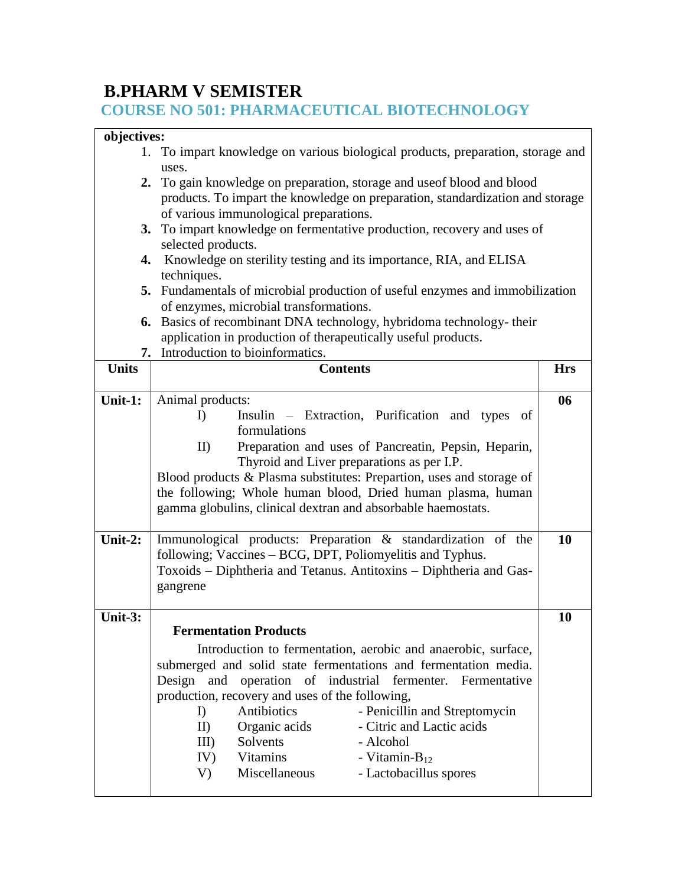# B.PHARM V SEMISTER

## COURSE NO 501: PHARMACEUTICAL BIOTECHNOLOGY

**objectives:**

1. To impart knowledge on various biological products, preparation, storage and uses.
2. To gain knowledge on preparation, storage and useof blood and blood products. To impart the knowledge on preparation, standardization and storage of various immunological preparations.
3. To impart knowledge on fermentative production, recovery and uses of selected products.
4. Knowledge on sterility testing and its importance, RIA, and ELISA techniques.
5. Fundamentals of microbial production of useful enzymes and immobilization of enzymes, microbial transformations.
6. Basics of recombinant DNA technology, hybridoma technology- their application in production of therapeutically useful products.
7. Introduction to bioinformatics.

| Units | Contents | Hrs |
|---|---|---|
| **Unit-1:** | Animal products:<br>I) Insulin – Extraction, Purification and types of formulations<br>II) Preparation and uses of Pancreatin, Pepsin, Heparin, Thyroid and Liver preparations as per I.P.<br>Blood products & Plasma substitutes: Prepartion, uses and storage of the following; Whole human blood, Dried human plasma, human gamma globulins, clinical dextran and absorbable haemostats. | **06** |
| **Unit-2:** | Immunological products: Preparation & standardization of the following; Vaccines – BCG, DPT, Poliomyelitis and Typhus.<br>Toxoids – Diphtheria and Tetanus. Antitoxins – Diphtheria and Gas-gangrene | **10** |
| **Unit-3:** | **Fermentation Products**<br>Introduction to fermentation, aerobic and anaerobic, surface, submerged and solid state fermentations and fermentation media. Design and operation of industrial fermenter. Fermentative production, recovery and uses of the following,<br>I) Antibiotics - Penicillin and Streptomycin<br>II) Organic acids - Citric and Lactic acids<br>III) Solvents - Alcohol<br>IV) Vitamins - Vitamin-$B_{12}$<br>V) Miscellaneous - Lactobacillus spores | **10** |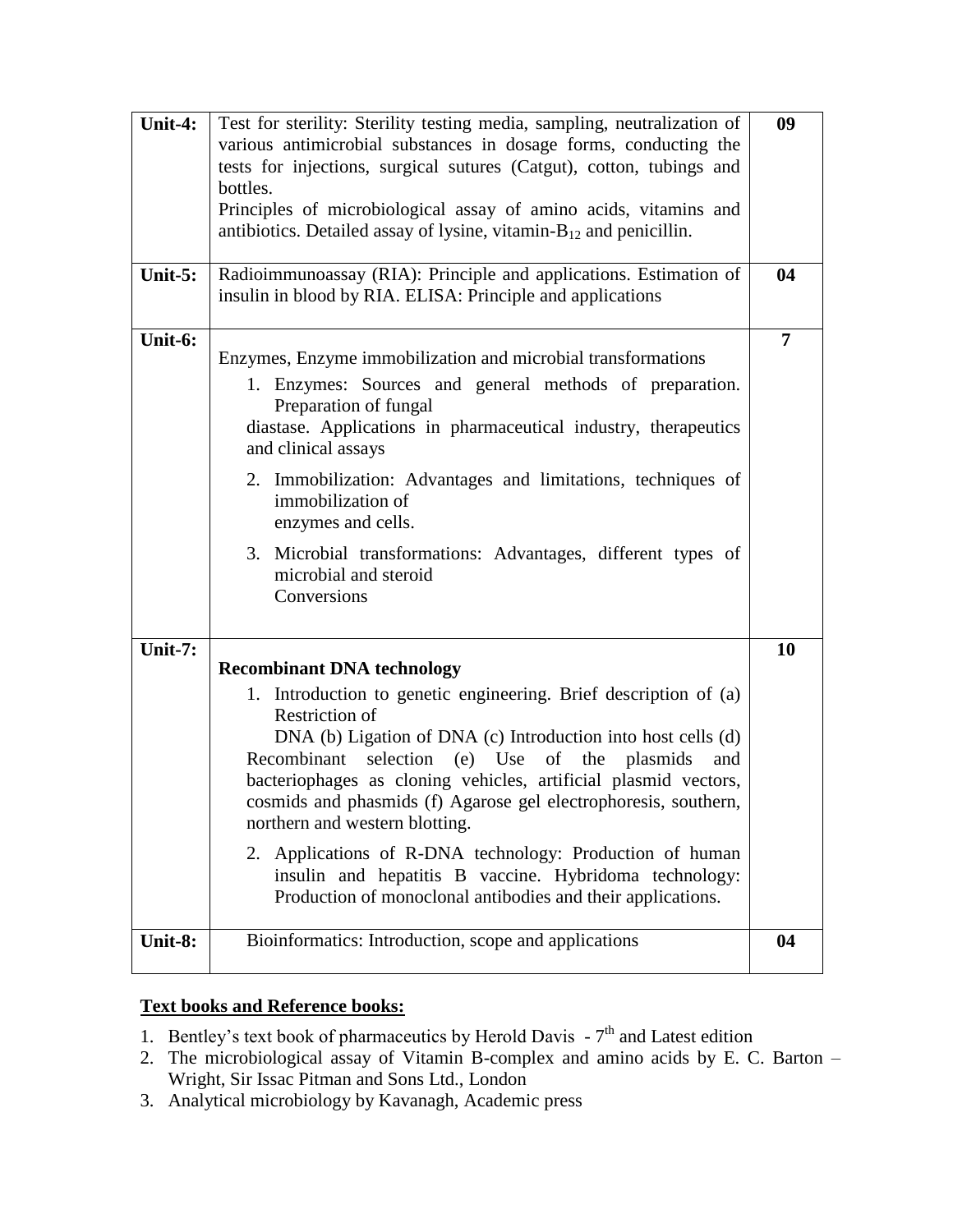| Unit | Content | Hours |
|---|---|---|
| **Unit-4:** | Test for sterility: Sterility testing media, sampling, neutralization of various antimicrobial substances in dosage forms, conducting the tests for injections, surgical sutures (Catgut), cotton, tubings and bottles.<br>Principles of microbiological assay of amino acids, vitamins and antibiotics. Detailed assay of lysine, vitamin-$B_{12}$ and penicillin. | **09** |
| **Unit-5:** | Radioimmunoassay (RIA): Principle and applications. Estimation of insulin in blood by RIA. ELISA: Principle and applications | **04** |
| **Unit-6:** | Enzymes, Enzyme immobilization and microbial transformations<br>1. Enzymes: Sources and general methods of preparation. Preparation of fungal diastase. Applications in pharmaceutical industry, therapeutics and clinical assays<br>2. Immobilization: Advantages and limitations, techniques of immobilization of enzymes and cells.<br>3. Microbial transformations: Advantages, different types of microbial and steroid Conversions | **7** |
| **Unit-7:** | **Recombinant DNA technology**<br>1. Introduction to genetic engineering. Brief description of (a) Restriction of DNA (b) Ligation of DNA (c) Introduction into host cells (d) Recombinant selection (e) Use of the plasmids and bacteriophages as cloning vehicles, artificial plasmid vectors, cosmids and phasmids (f) Agarose gel electrophoresis, southern, northern and western blotting.<br>2. Applications of R-DNA technology: Production of human insulin and hepatitis B vaccine. Hybridoma technology: Production of monoclonal antibodies and their applications. | **10** |
| **Unit-8:** | Bioinformatics: Introduction, scope and applications | **04** |

## Text books and Reference books:

1. Bentley's text book of pharmaceutics by Herold Davis - 7th and Latest edition
2. The microbiological assay of Vitamin B-complex and amino acids by E. C. Barton – Wright, Sir Issac Pitman and Sons Ltd., London
3. Analytical microbiology by Kavanagh, Academic press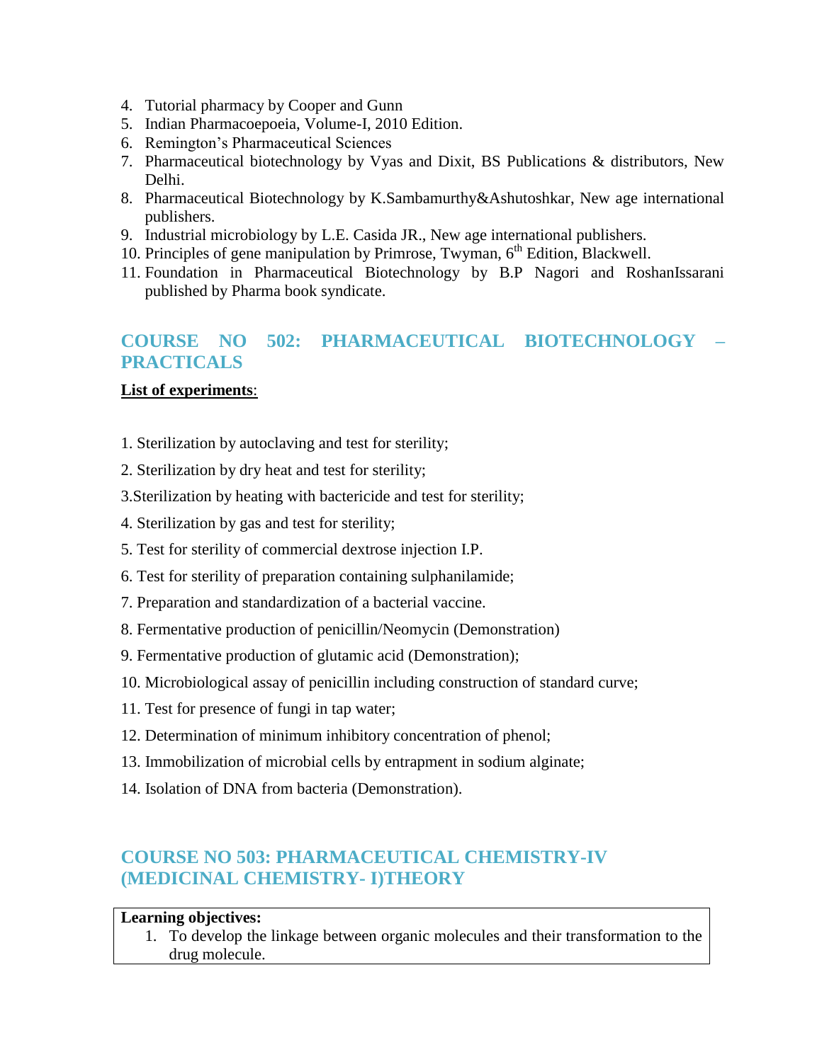4. Tutorial pharmacy by Cooper and Gunn
5. Indian Pharmacoepoeia, Volume-I, 2010 Edition.
6. Remington's Pharmaceutical Sciences
7. Pharmaceutical biotechnology by Vyas and Dixit, BS Publications & distributors, New Delhi.
8. Pharmaceutical Biotechnology by K.Sambamurthy&Ashutoshkar, New age international publishers.
9. Industrial microbiology by L.E. Casida JR., New age international publishers.
10. Principles of gene manipulation by Primrose, Twyman, 6th Edition, Blackwell.
11. Foundation in Pharmaceutical Biotechnology by B.P Nagori and RoshanIssarani published by Pharma book syndicate.

## COURSE NO 502: PHARMACEUTICAL BIOTECHNOLOGY – PRACTICALS

**List of experiments**:

1. Sterilization by autoclaving and test for sterility;

2. Sterilization by dry heat and test for sterility;

3.Sterilization by heating with bactericide and test for sterility;

4. Sterilization by gas and test for sterility;

5. Test for sterility of commercial dextrose injection I.P.

6. Test for sterility of preparation containing sulphanilamide;

7. Preparation and standardization of a bacterial vaccine.

8. Fermentative production of penicillin/Neomycin (Demonstration)

9. Fermentative production of glutamic acid (Demonstration);

10. Microbiological assay of penicillin including construction of standard curve;

11. Test for presence of fungi in tap water;

12. Determination of minimum inhibitory concentration of phenol;

13. Immobilization of microbial cells by entrapment in sodium alginate;

14. Isolation of DNA from bacteria (Demonstration).

## COURSE NO 503: PHARMACEUTICAL CHEMISTRY-IV (MEDICINAL CHEMISTRY- I)THEORY

**Learning objectives:**

1. To develop the linkage between organic molecules and their transformation to the drug molecule.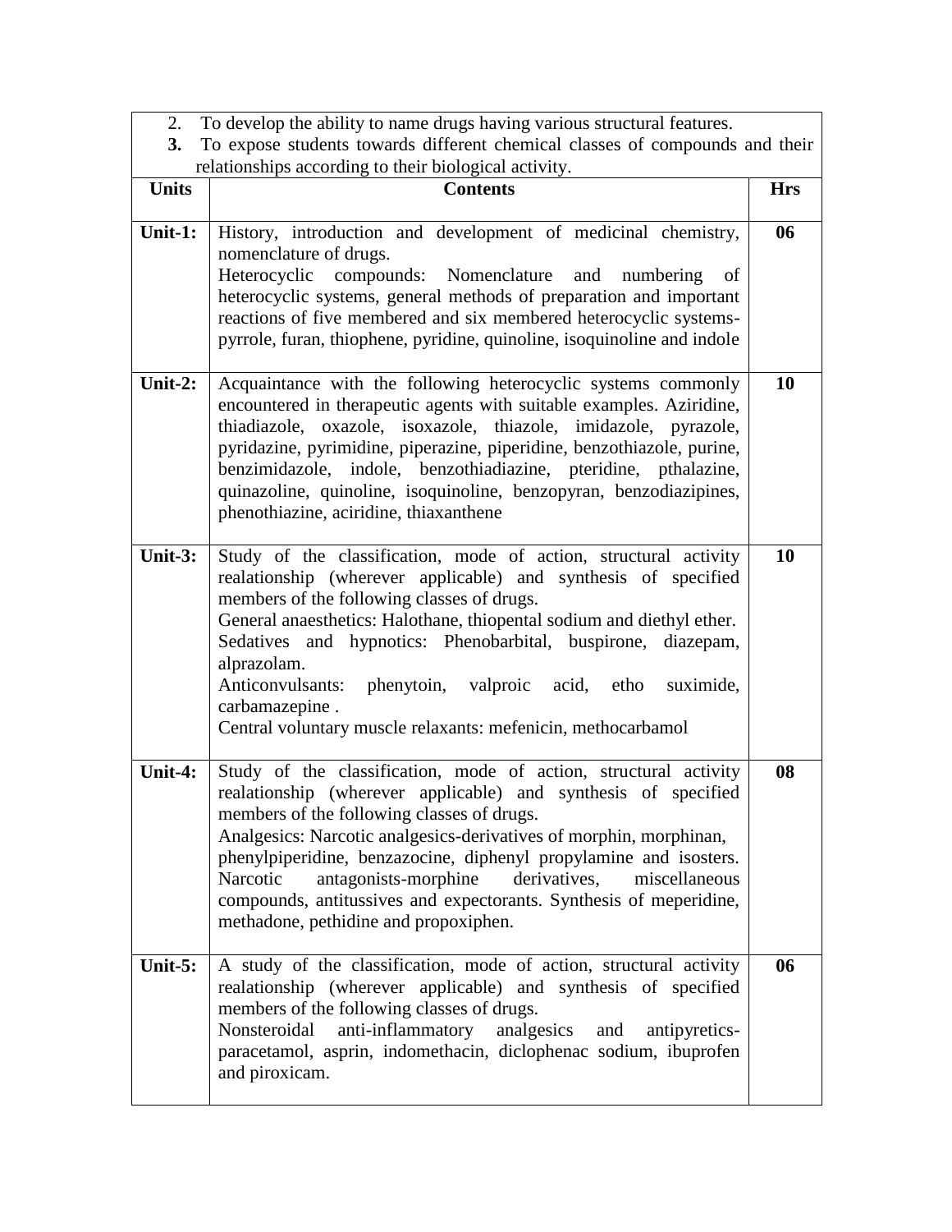2. To develop the ability to name drugs having various structural features.
3. To expose students towards different chemical classes of compounds and their relationships according to their biological activity.

| Units | Contents | Hrs |
|---|---|---|
| **Unit-1:** | History, introduction and development of medicinal chemistry, nomenclature of drugs.<br>Heterocyclic compounds: Nomenclature and numbering of heterocyclic systems, general methods of preparation and important reactions of five membered and six membered heterocyclic systems-pyrrole, furan, thiophene, pyridine, quinoline, isoquinoline and indole | **06** |
| **Unit-2:** | Acquaintance with the following heterocyclic systems commonly encountered in therapeutic agents with suitable examples. Aziridine, thiadiazole, oxazole, isoxazole, thiazole, imidazole, pyrazole, pyridazine, pyrimidine, piperazine, piperidine, benzothiazole, purine, benzimidazole, indole, benzothiadiazine, pteridine, pthalazine, quinazoline, quinoline, isoquinoline, benzopyran, benzodiazipines, phenothiazine, aciridine, thiaxanthene | **10** |
| **Unit-3:** | Study of the classification, mode of action, structural activity realationship (wherever applicable) and synthesis of specified members of the following classes of drugs.<br>General anaesthetics: Halothane, thiopental sodium and diethyl ether.<br>Sedatives and hypnotics: Phenobarbital, buspirone, diazepam, alprazolam.<br>Anticonvulsants: phenytoin, valproic acid, etho suximide, carbamazepine .<br>Central voluntary muscle relaxants: mefenicin, methocarbamol | **10** |
| **Unit-4:** | Study of the classification, mode of action, structural activity realationship (wherever applicable) and synthesis of specified members of the following classes of drugs.<br>Analgesics: Narcotic analgesics-derivatives of morphin, morphinan, phenylpiperidine, benzazocine, diphenyl propylamine and isosters. Narcotic antagonists-morphine derivatives, miscellaneous compounds, antitussives and expectorants. Synthesis of meperidine, methadone, pethidine and propoxiphen. | **08** |
| **Unit-5:** | A study of the classification, mode of action, structural activity realationship (wherever applicable) and synthesis of specified members of the following classes of drugs.<br>Nonsteroidal anti-inflammatory analgesics and antipyretics-paracetamol, asprin, indomethacin, diclophenac sodium, ibuprofen and piroxicam. | **06** |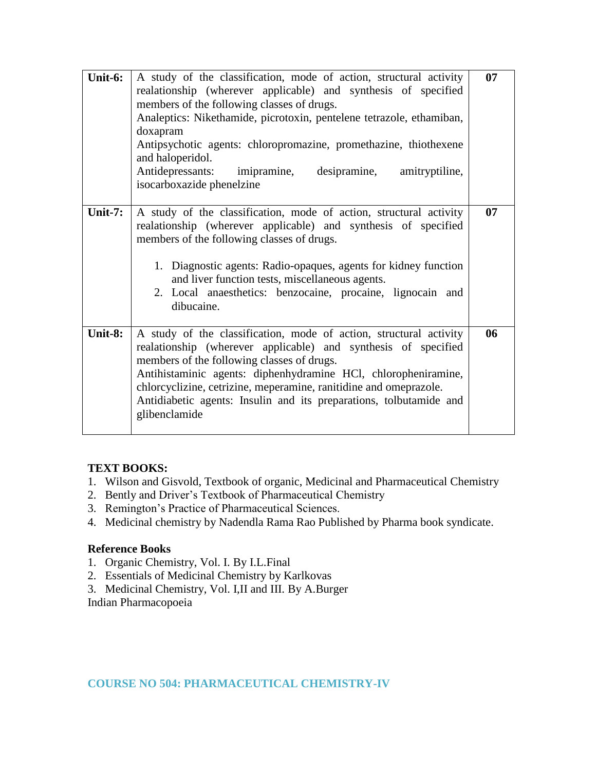| | | |
|---|---|---|
| **Unit-6:** | A study of the classification, mode of action, structural activity realationship (wherever applicable) and synthesis of specified members of the following classes of drugs.<br>Analeptics: Nikethamide, picrotoxin, pentelene tetrazole, ethamiban, doxapram<br>Antipsychotic agents: chloropromazine, promethazine, thiothexene and haloperidol.<br>Antidepressants: imipramine, desipramine, amitryptiline, isocarboxazide phenelzine | **07** |
| **Unit-7:** | A study of the classification, mode of action, structural activity realationship (wherever applicable) and synthesis of specified members of the following classes of drugs.<br><br>1. Diagnostic agents: Radio-opaques, agents for kidney function and liver function tests, miscellaneous agents.<br>2. Local anaesthetics: benzocaine, procaine, lignocain and dibucaine. | **07** |
| **Unit-8:** | A study of the classification, mode of action, structural activity realationship (wherever applicable) and synthesis of specified members of the following classes of drugs.<br>Antihistaminic agents: diphenhydramine HCl, chloropheniramine, chlorcyclizine, cetrizine, meperamine, ranitidine and omeprazole.<br>Antidiabetic agents: Insulin and its preparations, tolbutamide and glibenclamide | **06** |

**TEXT BOOKS:**

1. Wilson and Gisvold, Textbook of organic, Medicinal and Pharmaceutical Chemistry
2. Bently and Driver's Textbook of Pharmaceutical Chemistry
3. Remington's Practice of Pharmaceutical Sciences.
4. Medicinal chemistry by Nadendla Rama Rao Published by Pharma book syndicate.

**Reference Books**

1. Organic Chemistry, Vol. I. By I.L.Final
2. Essentials of Medicinal Chemistry by Karlkovas
3. Medicinal Chemistry, Vol. I,II and III. By A.Burger

Indian Pharmacopoeia

## COURSE NO 504: PHARMACEUTICAL CHEMISTRY-IV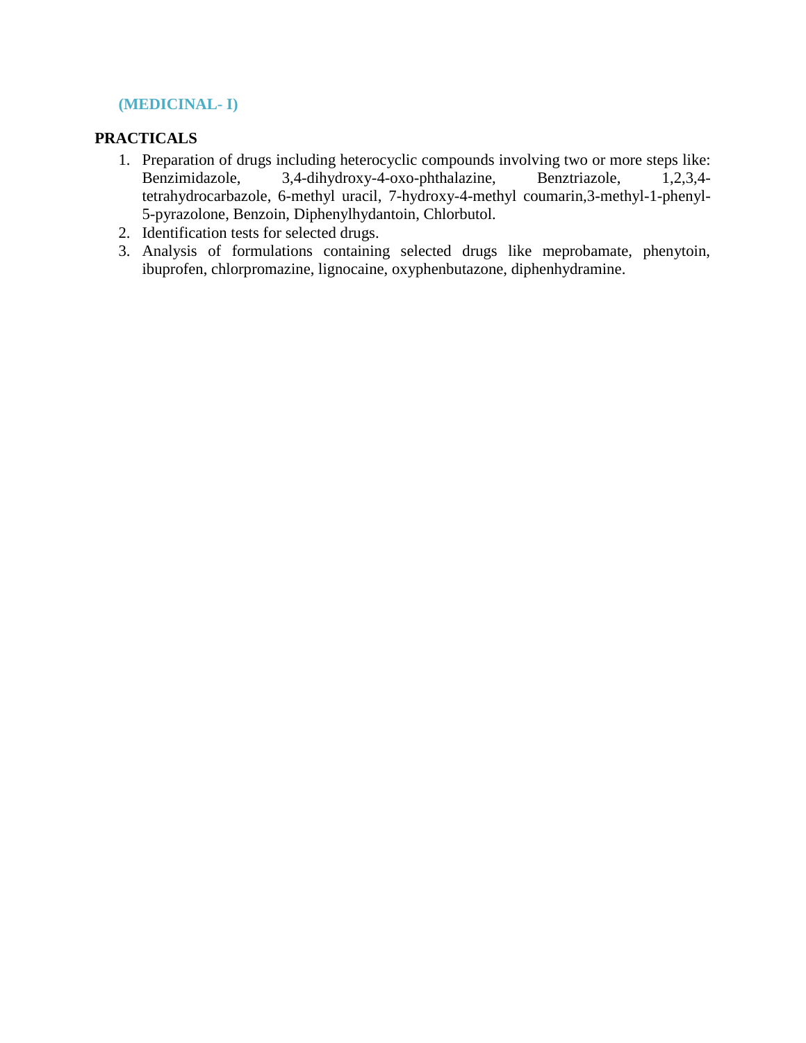**(MEDICINAL- I)**

## PRACTICALS

1. Preparation of drugs including heterocyclic compounds involving two or more steps like: Benzimidazole, 3,4-dihydroxy-4-oxo-phthalazine, Benztriazole, 1,2,3,4-tetrahydrocarbazole, 6-methyl uracil, 7-hydroxy-4-methyl coumarin,3-methyl-1-phenyl-5-pyrazolone, Benzoin, Diphenylhydantoin, Chlorbutol.
2. Identification tests for selected drugs.
3. Analysis of formulations containing selected drugs like meprobamate, phenytoin, ibuprofen, chlorpromazine, lignocaine, oxyphenbutazone, diphenhydramine.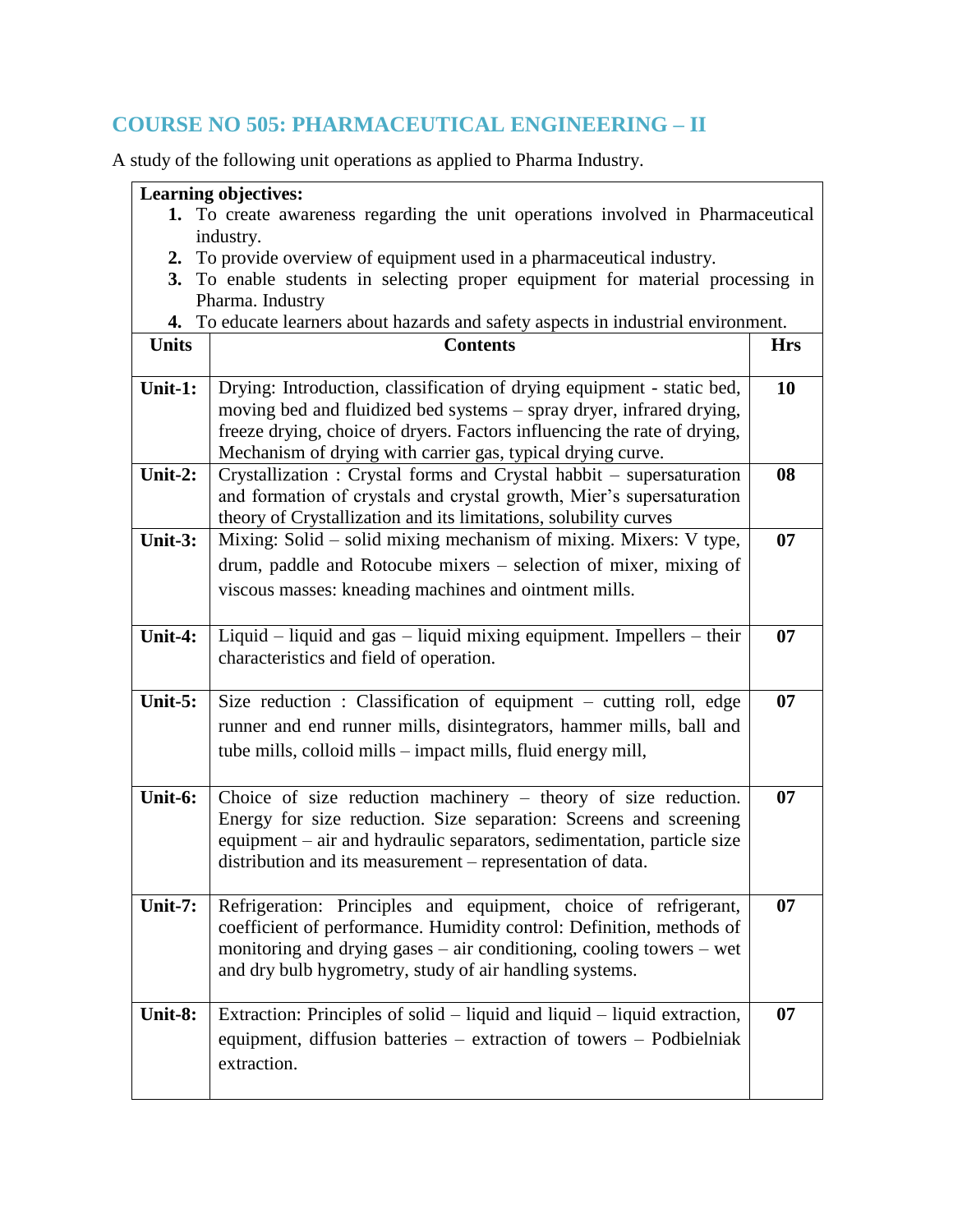## COURSE NO 505: PHARMACEUTICAL ENGINEERING – II

A study of the following unit operations as applied to Pharma Industry.

**Learning objectives:**

1. To create awareness regarding the unit operations involved in Pharmaceutical industry.
2. To provide overview of equipment used in a pharmaceutical industry.
3. To enable students in selecting proper equipment for material processing in Pharma. Industry
4. To educate learners about hazards and safety aspects in industrial environment.

| Units | Contents | Hrs |
|---|---|---|
| Unit-1: | Drying: Introduction, classification of drying equipment - static bed, moving bed and fluidized bed systems – spray dryer, infrared drying, freeze drying, choice of dryers. Factors influencing the rate of drying, Mechanism of drying with carrier gas, typical drying curve. | 10 |
| Unit-2: | Crystallization : Crystal forms and Crystal habbit – supersaturation and formation of crystals and crystal growth, Mier's supersaturation theory of Crystallization and its limitations, solubility curves | 08 |
| Unit-3: | Mixing: Solid – solid mixing mechanism of mixing. Mixers: V type, drum, paddle and Rotocube mixers – selection of mixer, mixing of viscous masses: kneading machines and ointment mills. | 07 |
| Unit-4: | Liquid – liquid and gas – liquid mixing equipment. Impellers – their characteristics and field of operation. | 07 |
| Unit-5: | Size reduction : Classification of equipment – cutting roll, edge runner and end runner mills, disintegrators, hammer mills, ball and tube mills, colloid mills – impact mills, fluid energy mill, | 07 |
| Unit-6: | Choice of size reduction machinery – theory of size reduction. Energy for size reduction. Size separation: Screens and screening equipment – air and hydraulic separators, sedimentation, particle size distribution and its measurement – representation of data. | 07 |
| Unit-7: | Refrigeration: Principles and equipment, choice of refrigerant, coefficient of performance. Humidity control: Definition, methods of monitoring and drying gases – air conditioning, cooling towers – wet and dry bulb hygrometry, study of air handling systems. | 07 |
| Unit-8: | Extraction: Principles of solid – liquid and liquid – liquid extraction, equipment, diffusion batteries – extraction of towers – Podbielniak extraction. | 07 |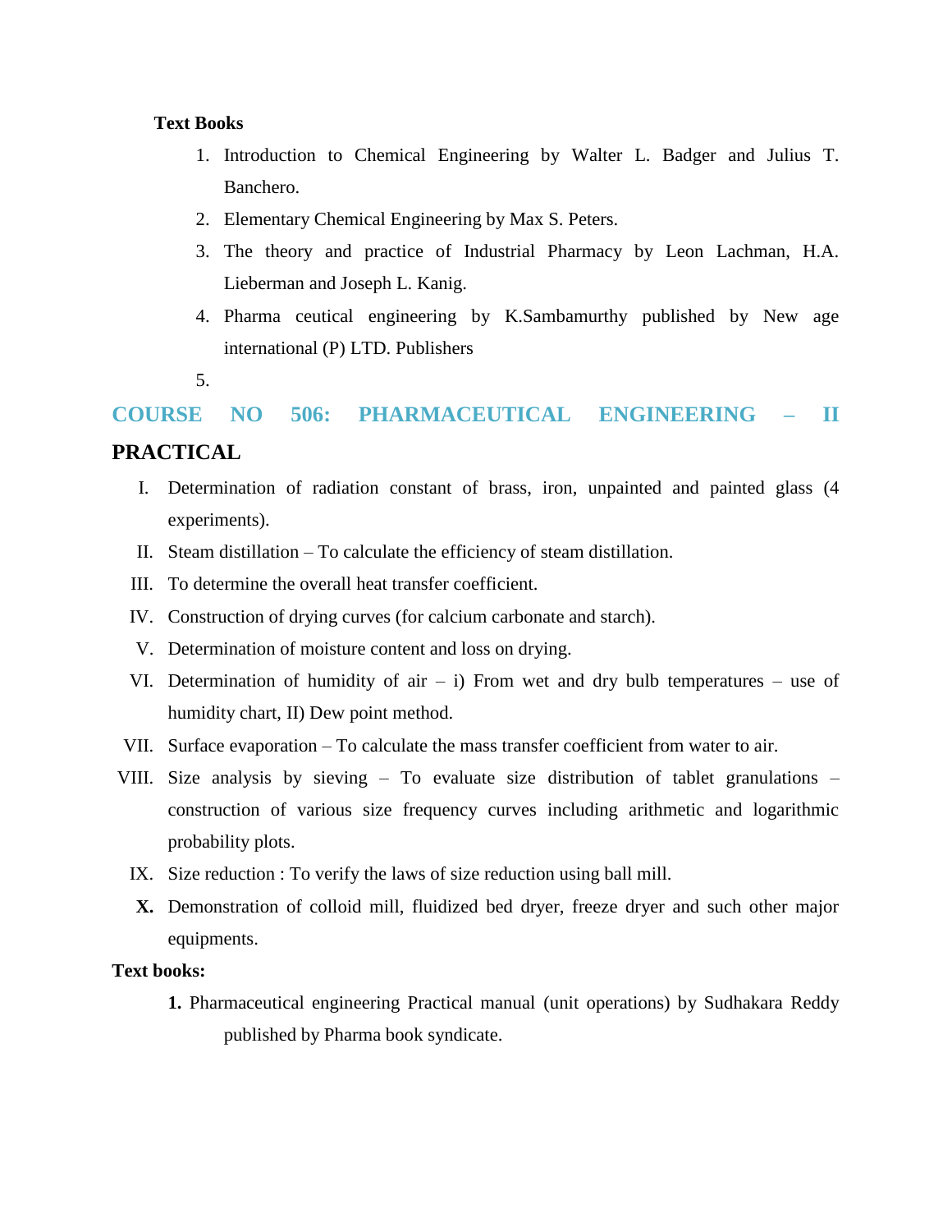**Text Books**

1. Introduction to Chemical Engineering by Walter L. Badger and Julius T. Banchero.
2. Elementary Chemical Engineering by Max S. Peters.
3. The theory and practice of Industrial Pharmacy by Leon Lachman, H.A. Lieberman and Joseph L. Kanig.
4. Pharma ceutical engineering by K.Sambamurthy published by New age international (P) LTD. Publishers
5.

## COURSE NO 506: PHARMACEUTICAL ENGINEERING – II PRACTICAL

I. Determination of radiation constant of brass, iron, unpainted and painted glass (4 experiments).
II. Steam distillation – To calculate the efficiency of steam distillation.
III. To determine the overall heat transfer coefficient.
IV. Construction of drying curves (for calcium carbonate and starch).
V. Determination of moisture content and loss on drying.
VI. Determination of humidity of air – i) From wet and dry bulb temperatures – use of humidity chart, II) Dew point method.
VII. Surface evaporation – To calculate the mass transfer coefficient from water to air.
VIII. Size analysis by sieving – To evaluate size distribution of tablet granulations – construction of various size frequency curves including arithmetic and logarithmic probability plots.
IX. Size reduction : To verify the laws of size reduction using ball mill.
**X.** Demonstration of colloid mill, fluidized bed dryer, freeze dryer and such other major equipments.

**Text books:**

**1.** Pharmaceutical engineering Practical manual (unit operations) by Sudhakara Reddy published by Pharma book syndicate.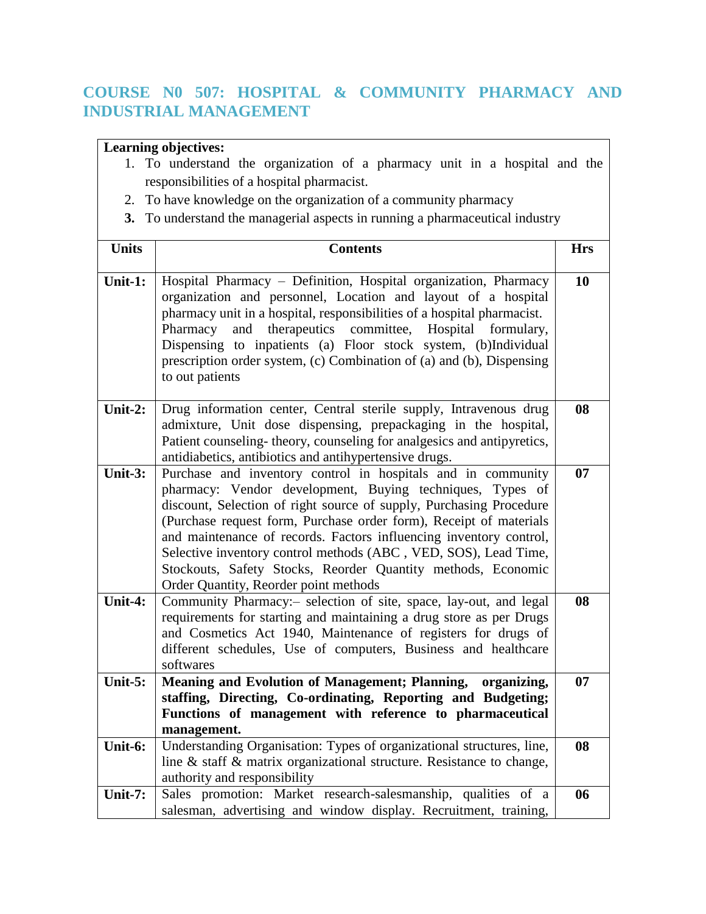## COURSE N0 507: HOSPITAL & COMMUNITY PHARMACY AND INDUSTRIAL MANAGEMENT

**Learning objectives:**

1. To understand the organization of a pharmacy unit in a hospital and the responsibilities of a hospital pharmacist.
2. To have knowledge on the organization of a community pharmacy
3. To understand the managerial aspects in running a pharmaceutical industry

| Units | Contents | Hrs |
|---|---|---|
| **Unit-1:** | Hospital Pharmacy – Definition, Hospital organization, Pharmacy organization and personnel, Location and layout of a hospital pharmacy unit in a hospital, responsibilities of a hospital pharmacist. Pharmacy and therapeutics committee, Hospital formulary, Dispensing to inpatients (a) Floor stock system, (b)Individual prescription order system, (c) Combination of (a) and (b), Dispensing to out patients | **10** |
| **Unit-2:** | Drug information center, Central sterile supply, Intravenous drug admixture, Unit dose dispensing, prepackaging in the hospital, Patient counseling- theory, counseling for analgesics and antipyretics, antidiabetics, antibiotics and antihypertensive drugs. | **08** |
| **Unit-3:** | Purchase and inventory control in hospitals and in community pharmacy: Vendor development, Buying techniques, Types of discount, Selection of right source of supply, Purchasing Procedure (Purchase request form, Purchase order form), Receipt of materials and maintenance of records. Factors influencing inventory control, Selective inventory control methods (ABC , VED, SOS), Lead Time, Stockouts, Safety Stocks, Reorder Quantity methods, Economic Order Quantity, Reorder point methods | **07** |
| **Unit-4:** | Community Pharmacy:– selection of site, space, lay-out, and legal requirements for starting and maintaining a drug store as per Drugs and Cosmetics Act 1940, Maintenance of registers for drugs of different schedules, Use of computers, Business and healthcare softwares | **08** |
| **Unit-5:** | **Meaning and Evolution of Management; Planning, organizing, staffing, Directing, Co-ordinating, Reporting and Budgeting; Functions of management with reference to pharmaceutical management.** | **07** |
| **Unit-6:** | Understanding Organisation: Types of organizational structures, line, line & staff & matrix organizational structure. Resistance to change, authority and responsibility | **08** |
| **Unit-7:** | Sales promotion: Market research-salesmanship, qualities of a salesman, advertising and window display. Recruitment, training, | **06** |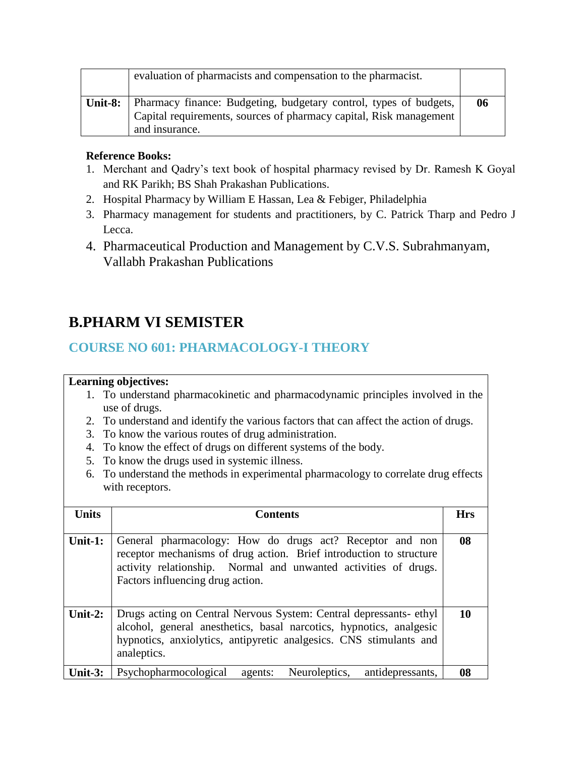| | | |
|---|---|---|
| | evaluation of pharmacists and compensation to the pharmacist. | |
| **Unit-8:** | Pharmacy finance: Budgeting, budgetary control, types of budgets, Capital requirements, sources of pharmacy capital, Risk management and insurance. | **06** |

**Reference Books:**

1. Merchant and Qadry's text book of hospital pharmacy revised by Dr. Ramesh K Goyal and RK Parikh; BS Shah Prakashan Publications.
2. Hospital Pharmacy by William E Hassan, Lea & Febiger, Philadelphia
3. Pharmacy management for students and practitioners, by C. Patrick Tharp and Pedro J Lecca.
4. Pharmaceutical Production and Management by C.V.S. Subrahmanyam, Vallabh Prakashan Publications

## B.PHARM VI SEMISTER

### COURSE NO 601: PHARMACOLOGY-I THEORY

**Learning objectives:**

1. To understand pharmacokinetic and pharmacodynamic principles involved in the use of drugs.
2. To understand and identify the various factors that can affect the action of drugs.
3. To know the various routes of drug administration.
4. To know the effect of drugs on different systems of the body.
5. To know the drugs used in systemic illness.
6. To understand the methods in experimental pharmacology to correlate drug effects with receptors.

| Units | Contents | Hrs |
|---|---|---|
| **Unit-1:** | General pharmacology: How do drugs act? Receptor and non receptor mechanisms of drug action. Brief introduction to structure activity relationship. Normal and unwanted activities of drugs. Factors influencing drug action. | **08** |
| **Unit-2:** | Drugs acting on Central Nervous System: Central depressants- ethyl alcohol, general anesthetics, basal narcotics, hypnotics, analgesic hypnotics, anxiolytics, antipyretic analgesics. CNS stimulants and analeptics. | **10** |
| **Unit-3:** | Psychopharmocological agents: Neuroleptics, antidepressants, | **08** |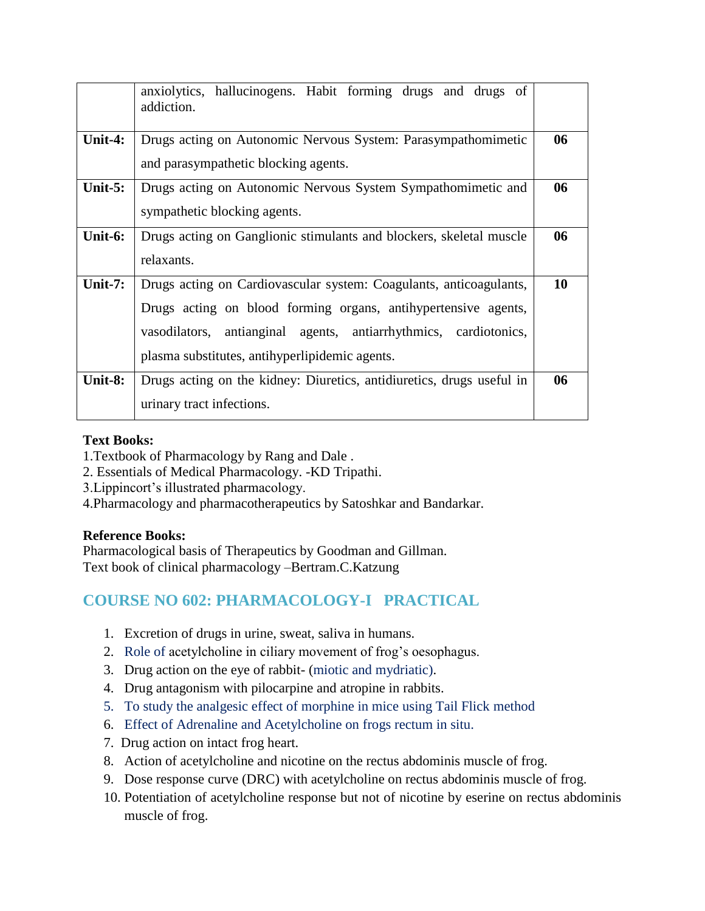|  | anxiolytics, hallucinogens. Habit forming drugs and drugs of addiction. |  |
|---|---|---|
| **Unit-4:** | Drugs acting on Autonomic Nervous System: Parasympathomimetic and parasympathetic blocking agents. | **06** |
| **Unit-5:** | Drugs acting on Autonomic Nervous System Sympathomimetic and sympathetic blocking agents. | **06** |
| **Unit-6:** | Drugs acting on Ganglionic stimulants and blockers, skeletal muscle relaxants. | **06** |
| **Unit-7:** | Drugs acting on Cardiovascular system: Coagulants, anticoagulants, Drugs acting on blood forming organs, antihypertensive agents, vasodilators, antianginal agents, antiarrhythmics, cardiotonics, plasma substitutes, antihyperlipidemic agents. | **10** |
| **Unit-8:** | Drugs acting on the kidney: Diuretics, antidiuretics, drugs useful in urinary tract infections. | **06** |

**Text Books:**

1.Textbook of Pharmacology by Rang and Dale .
2. Essentials of Medical Pharmacology. -KD Tripathi.
3.Lippincort's illustrated pharmacology.
4.Pharmacology and pharmacotherapeutics by Satoshkar and Bandarkar.

**Reference Books:**

Pharmacological basis of Therapeutics by Goodman and Gillman.
Text book of clinical pharmacology –Bertram.C.Katzung

## COURSE NO 602: PHARMACOLOGY-I PRACTICAL

1. Excretion of drugs in urine, sweat, saliva in humans.
2. Role of acetylcholine in ciliary movement of frog's oesophagus.
3. Drug action on the eye of rabbit- (miotic and mydriatic).
4. Drug antagonism with pilocarpine and atropine in rabbits.
5. To study the analgesic effect of morphine in mice using Tail Flick method
6. Effect of Adrenaline and Acetylcholine on frogs rectum in situ.
7. Drug action on intact frog heart.
8. Action of acetylcholine and nicotine on the rectus abdominis muscle of frog.
9. Dose response curve (DRC) with acetylcholine on rectus abdominis muscle of frog.
10. Potentiation of acetylcholine response but not of nicotine by eserine on rectus abdominis muscle of frog.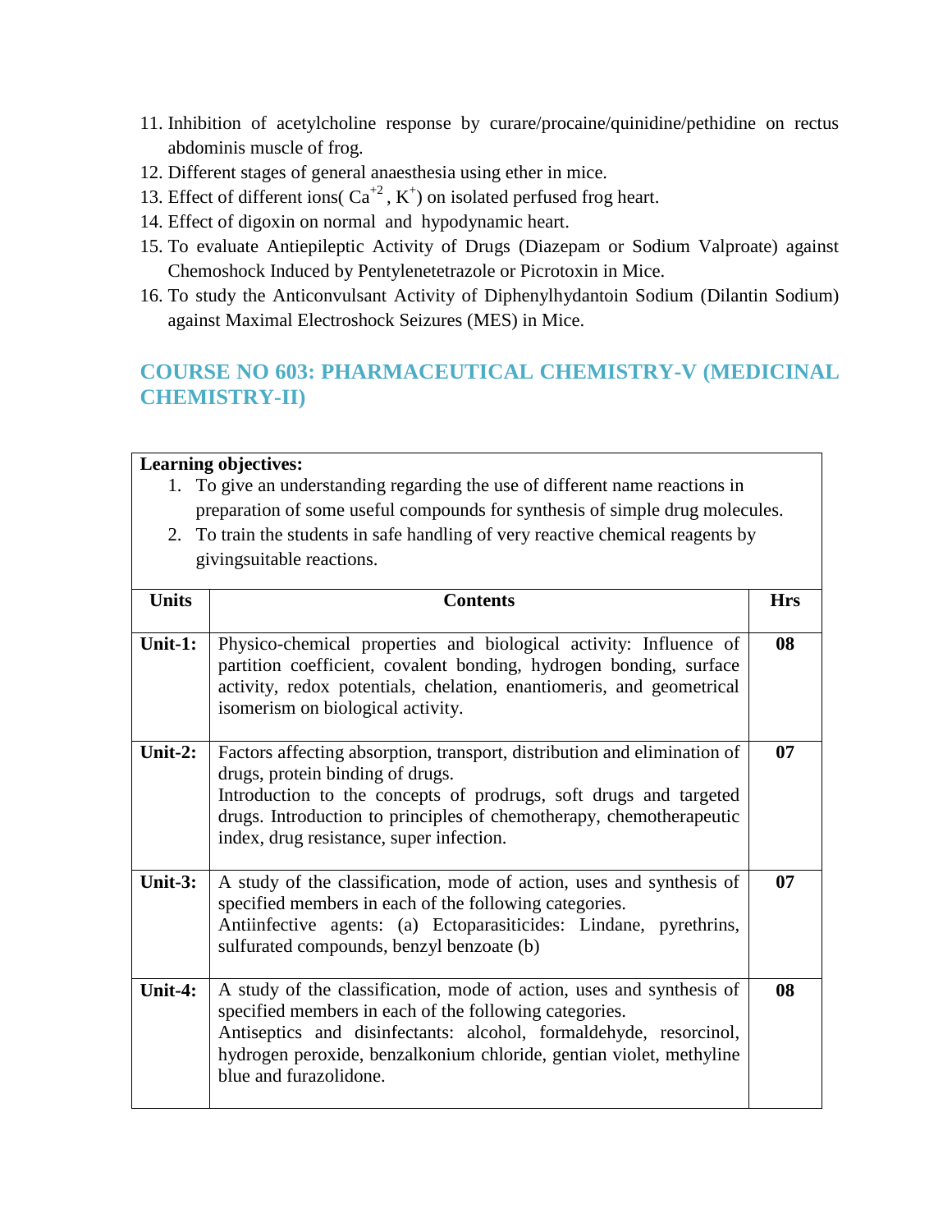11. Inhibition of acetylcholine response by curare/procaine/quinidine/pethidine on rectus abdominis muscle of frog.
12. Different stages of general anaesthesia using ether in mice.
13. Effect of different ions( $Ca^{+2}$ , $K^{+}$) on isolated perfused frog heart.
14. Effect of digoxin on normal and hypodynamic heart.
15. To evaluate Antiepileptic Activity of Drugs (Diazepam or Sodium Valproate) against Chemoshock Induced by Pentylenetetrazole or Picrotoxin in Mice.
16. To study the Anticonvulsant Activity of Diphenylhydantoin Sodium (Dilantin Sodium) against Maximal Electroshock Seizures (MES) in Mice.

## COURSE NO 603: PHARMACEUTICAL CHEMISTRY-V (MEDICINAL CHEMISTRY-II)

**Learning objectives:**

1. To give an understanding regarding the use of different name reactions in preparation of some useful compounds for synthesis of simple drug molecules.
2. To train the students in safe handling of very reactive chemical reagents by givingsuitable reactions.

| Units | Contents | Hrs |
|---|---|---|
| **Unit-1:** | Physico-chemical properties and biological activity: Influence of partition coefficient, covalent bonding, hydrogen bonding, surface activity, redox potentials, chelation, enantiomeris, and geometrical isomerism on biological activity. | **08** |
| **Unit-2:** | Factors affecting absorption, transport, distribution and elimination of drugs, protein binding of drugs.<br>Introduction to the concepts of prodrugs, soft drugs and targeted drugs. Introduction to principles of chemotherapy, chemotherapeutic index, drug resistance, super infection. | **07** |
| **Unit-3:** | A study of the classification, mode of action, uses and synthesis of specified members in each of the following categories.<br>Antiinfective agents: (a) Ectoparasiticides: Lindane, pyrethrins, sulfurated compounds, benzyl benzoate (b) | **07** |
| **Unit-4:** | A study of the classification, mode of action, uses and synthesis of specified members in each of the following categories.<br>Antiseptics and disinfectants: alcohol, formaldehyde, resorcinol, hydrogen peroxide, benzalkonium chloride, gentian violet, methyline blue and furazolidone. | **08** |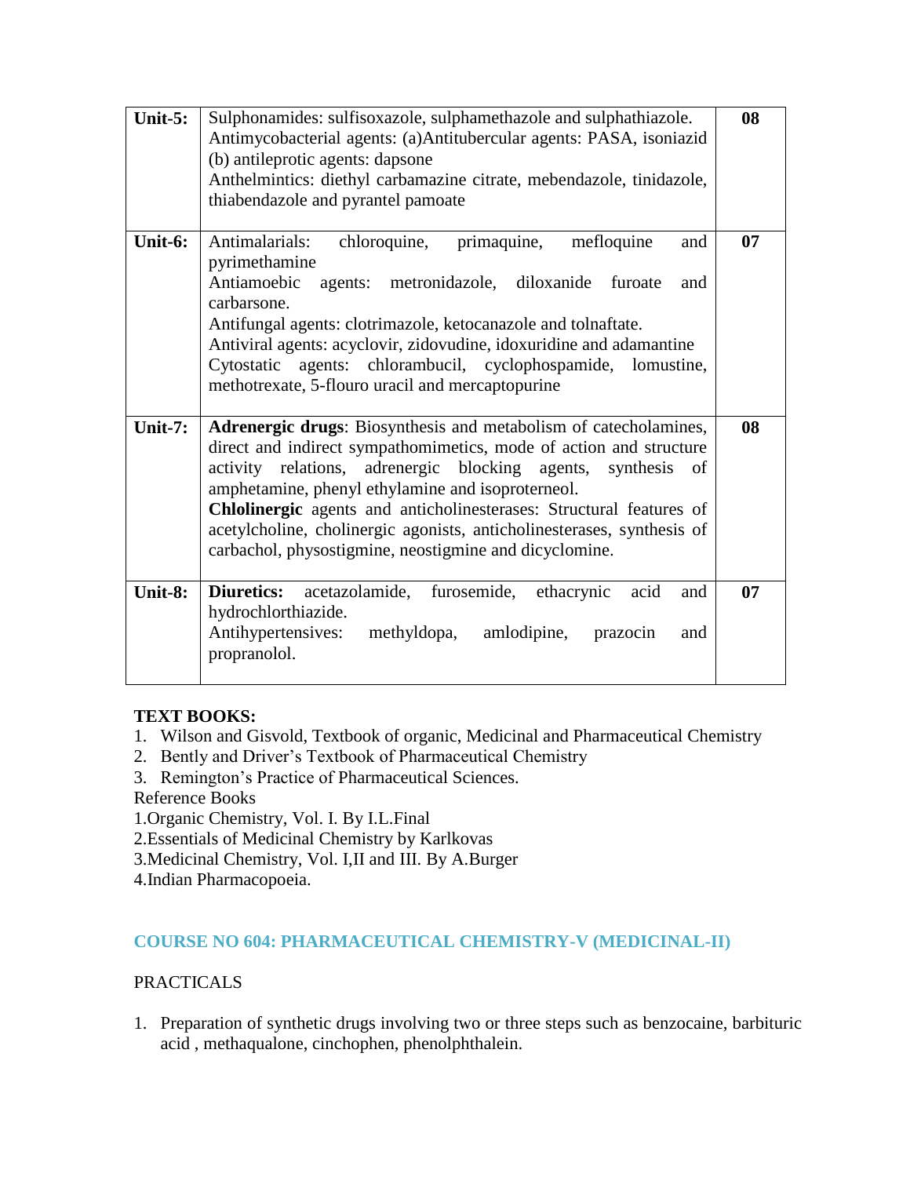| | | |
|---|---|---|
| **Unit-5:** | Sulphonamides: sulfisoxazole, sulphamethazole and sulphathiazole.<br>Antimycobacterial agents: (a)Antitubercular agents: PASA, isoniazid (b) antileprotic agents: dapsone<br>Anthelmintics: diethyl carbamazine citrate, mebendazole, tinidazole, thiabendazole and pyrantel pamoate | **08** |
| **Unit-6:** | Antimalarials: chloroquine, primaquine, mefloquine and pyrimethamine<br>Antiamoebic agents: metronidazole, diloxanide furoate and carbarsone.<br>Antifungal agents: clotrimazole, ketocanazole and tolnaftate.<br>Antiviral agents: acyclovir, zidovudine, idoxuridine and adamantine<br>Cytostatic agents: chlorambucil, cyclophospamide, lomustine, methotrexate, 5-flouro uracil and mercaptopurine | **07** |
| **Unit-7:** | **Adrenergic drugs**: Biosynthesis and metabolism of catecholamines, direct and indirect sympathomimetics, mode of action and structure activity relations, adrenergic blocking agents, synthesis of amphetamine, phenyl ethylamine and isoproterneol.<br>**Chlolinergic** agents and anticholinesterases: Structural features of acetylcholine, cholinergic agonists, anticholinesterases, synthesis of carbachol, physostigmine, neostigmine and dicyclomine. | **08** |
| **Unit-8:** | **Diuretics:** acetazolamide, furosemide, ethacrynic acid and hydrochlorthiazide.<br>Antihypertensives: methyldopa, amlodipine, prazocin and propranolol. | **07** |

**TEXT BOOKS:**

1. Wilson and Gisvold, Textbook of organic, Medicinal and Pharmaceutical Chemistry
2. Bently and Driver's Textbook of Pharmaceutical Chemistry
3. Remington's Practice of Pharmaceutical Sciences.

Reference Books

1.Organic Chemistry, Vol. I. By I.L.Final

2.Essentials of Medicinal Chemistry by Karlkovas

3.Medicinal Chemistry, Vol. I,II and III. By A.Burger

4.Indian Pharmacopoeia.

## COURSE NO 604: PHARMACEUTICAL CHEMISTRY-V (MEDICINAL-II)

PRACTICALS

1. Preparation of synthetic drugs involving two or three steps such as benzocaine, barbituric acid , methaqualone, cinchophen, phenolphthalein.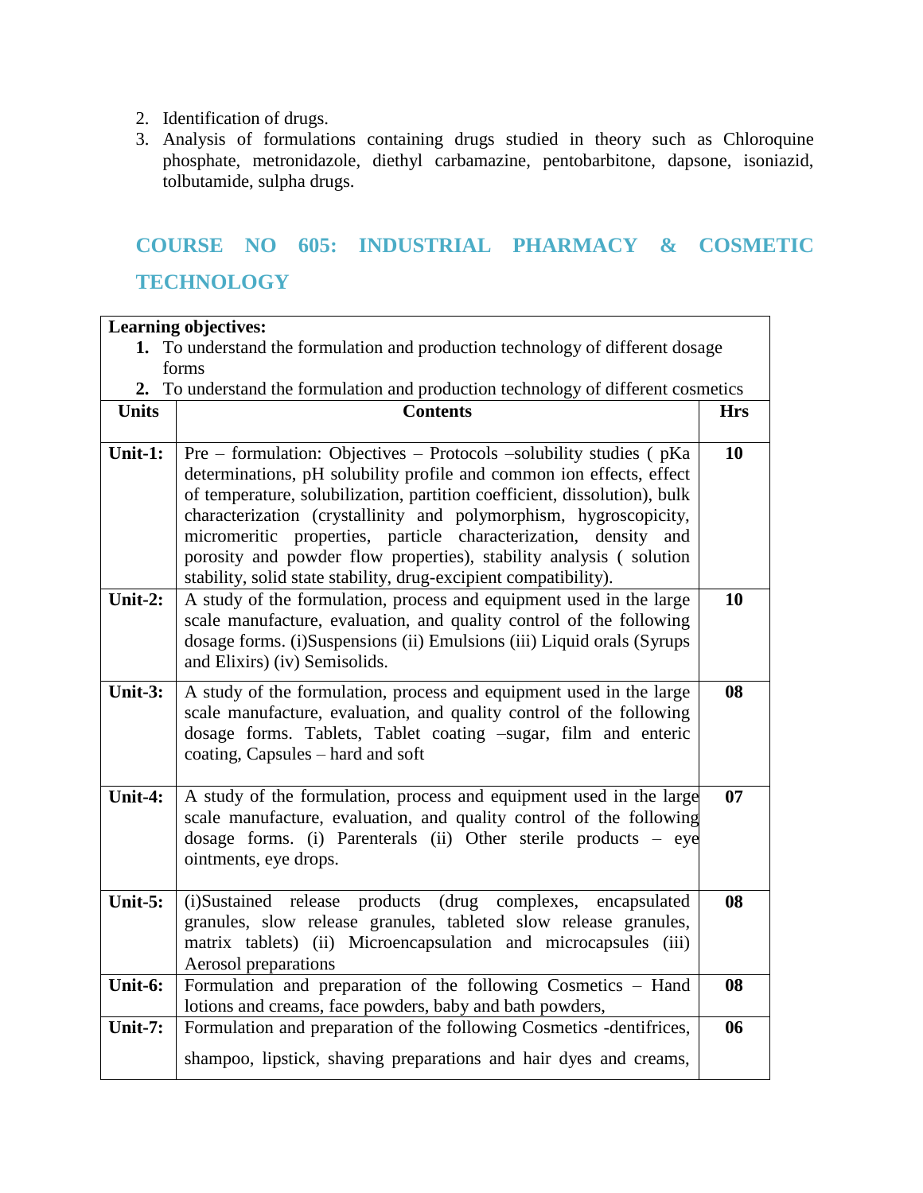2. Identification of drugs.
3. Analysis of formulations containing drugs studied in theory such as Chloroquine phosphate, metronidazole, diethyl carbamazine, pentobarbitone, dapsone, isoniazid, tolbutamide, sulpha drugs.

## COURSE NO 605: INDUSTRIAL PHARMACY & COSMETIC TECHNOLOGY

**Learning objectives:**

1. To understand the formulation and production technology of different dosage forms
2. To understand the formulation and production technology of different cosmetics

| Units | Contents | Hrs |
|---|---|---|
| **Unit-1:** | Pre – formulation: Objectives – Protocols –solubility studies ( pKa determinations, pH solubility profile and common ion effects, effect of temperature, solubilization, partition coefficient, dissolution), bulk characterization (crystallinity and polymorphism, hygroscopicity, micromeritic properties, particle characterization, density and porosity and powder flow properties), stability analysis ( solution stability, solid state stability, drug-excipient compatibility). | **10** |
| **Unit-2:** | A study of the formulation, process and equipment used in the large scale manufacture, evaluation, and quality control of the following dosage forms. (i)Suspensions (ii) Emulsions (iii) Liquid orals (Syrups and Elixirs) (iv) Semisolids. | **10** |
| **Unit-3:** | A study of the formulation, process and equipment used in the large scale manufacture, evaluation, and quality control of the following dosage forms. Tablets, Tablet coating –sugar, film and enteric coating, Capsules – hard and soft | **08** |
| **Unit-4:** | A study of the formulation, process and equipment used in the large scale manufacture, evaluation, and quality control of the following dosage forms. (i) Parenterals (ii) Other sterile products – eye ointments, eye drops. | **07** |
| **Unit-5:** | (i)Sustained release products (drug complexes, encapsulated granules, slow release granules, tableted slow release granules, matrix tablets) (ii) Microencapsulation and microcapsules (iii) Aerosol preparations | **08** |
| **Unit-6:** | Formulation and preparation of the following Cosmetics – Hand lotions and creams, face powders, baby and bath powders, | **08** |
| **Unit-7:** | Formulation and preparation of the following Cosmetics -dentifrices, shampoo, lipstick, shaving preparations and hair dyes and creams, | **06** |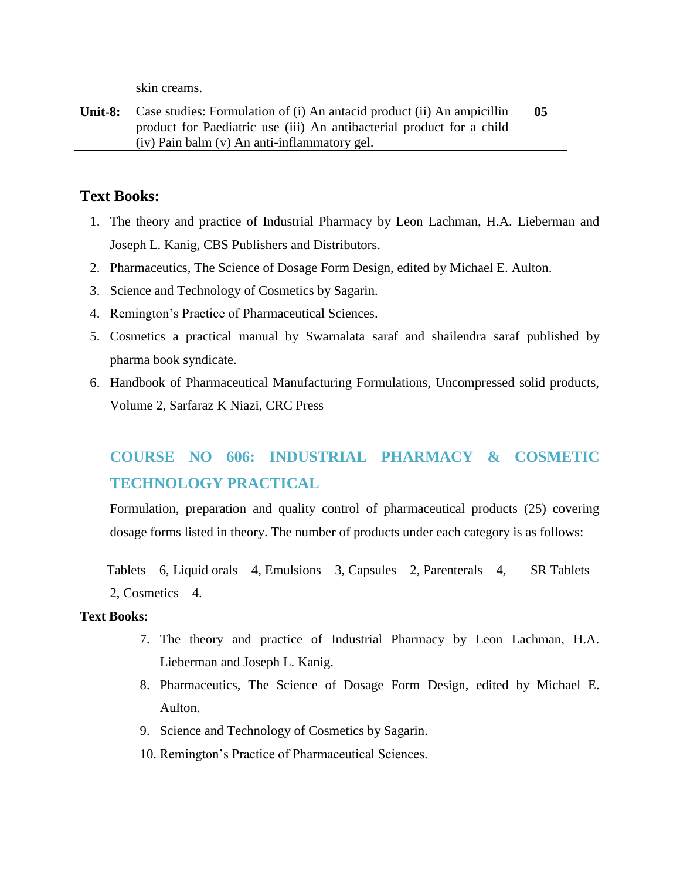|  | skin creams. |  |
|---|---|---|
| **Unit-8:** | Case studies: Formulation of (i) An antacid product (ii) An ampicillin product for Paediatric use (iii) An antibacterial product for a child (iv) Pain balm (v) An anti-inflammatory gel. | **05** |

**Text Books:**

1. The theory and practice of Industrial Pharmacy by Leon Lachman, H.A. Lieberman and Joseph L. Kanig, CBS Publishers and Distributors.
2. Pharmaceutics, The Science of Dosage Form Design, edited by Michael E. Aulton.
3. Science and Technology of Cosmetics by Sagarin.
4. Remington's Practice of Pharmaceutical Sciences.
5. Cosmetics a practical manual by Swarnalata saraf and shailendra saraf published by pharma book syndicate.
6. Handbook of Pharmaceutical Manufacturing Formulations, Uncompressed solid products, Volume 2, Sarfaraz K Niazi, CRC Press

## COURSE NO 606: INDUSTRIAL PHARMACY & COSMETIC TECHNOLOGY PRACTICAL

Formulation, preparation and quality control of pharmaceutical products (25) covering dosage forms listed in theory. The number of products under each category is as follows:

Tablets – 6, Liquid orals – 4, Emulsions – 3, Capsules – 2, Parenterals – 4, SR Tablets – 2, Cosmetics – 4.

**Text Books:**

7. The theory and practice of Industrial Pharmacy by Leon Lachman, H.A. Lieberman and Joseph L. Kanig.
8. Pharmaceutics, The Science of Dosage Form Design, edited by Michael E. Aulton.
9. Science and Technology of Cosmetics by Sagarin.
10. Remington's Practice of Pharmaceutical Sciences.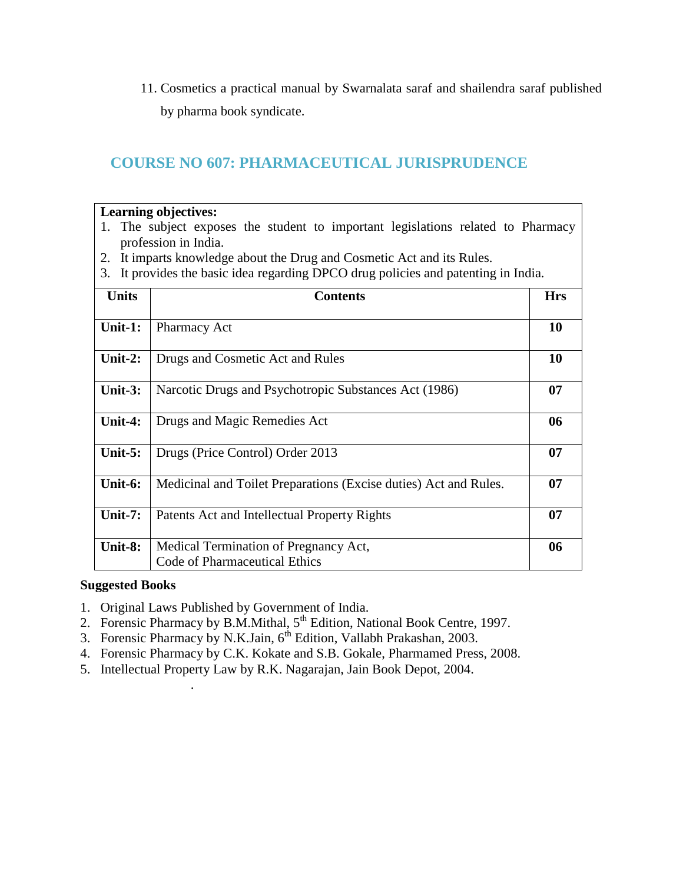11. Cosmetics a practical manual by Swarnalata saraf and shailendra saraf published by pharma book syndicate.

## COURSE NO 607: PHARMACEUTICAL JURISPRUDENCE

**Learning objectives:**

1. The subject exposes the student to important legislations related to Pharmacy profession in India.
2. It imparts knowledge about the Drug and Cosmetic Act and its Rules.
3. It provides the basic idea regarding DPCO drug policies and patenting in India.

| Units | Contents | Hrs |
|---|---|---|
| **Unit-1:** | Pharmacy Act | **10** |
| **Unit-2:** | Drugs and Cosmetic Act and Rules | **10** |
| **Unit-3:** | Narcotic Drugs and Psychotropic Substances Act (1986) | **07** |
| **Unit-4:** | Drugs and Magic Remedies Act | **06** |
| **Unit-5:** | Drugs (Price Control) Order 2013 | **07** |
| **Unit-6:** | Medicinal and Toilet Preparations (Excise duties) Act and Rules. | **07** |
| **Unit-7:** | Patents Act and Intellectual Property Rights | **07** |
| **Unit-8:** | Medical Termination of Pregnancy Act,<br>Code of Pharmaceutical Ethics | **06** |

**Suggested Books**

1. Original Laws Published by Government of India.
2. Forensic Pharmacy by B.M.Mithal, 5th Edition, National Book Centre, 1997.
3. Forensic Pharmacy by N.K.Jain, 6th Edition, Vallabh Prakashan, 2003.
4. Forensic Pharmacy by C.K. Kokate and S.B. Gokale, Pharmamed Press, 2008.
5. Intellectual Property Law by R.K. Nagarajan, Jain Book Depot, 2004.